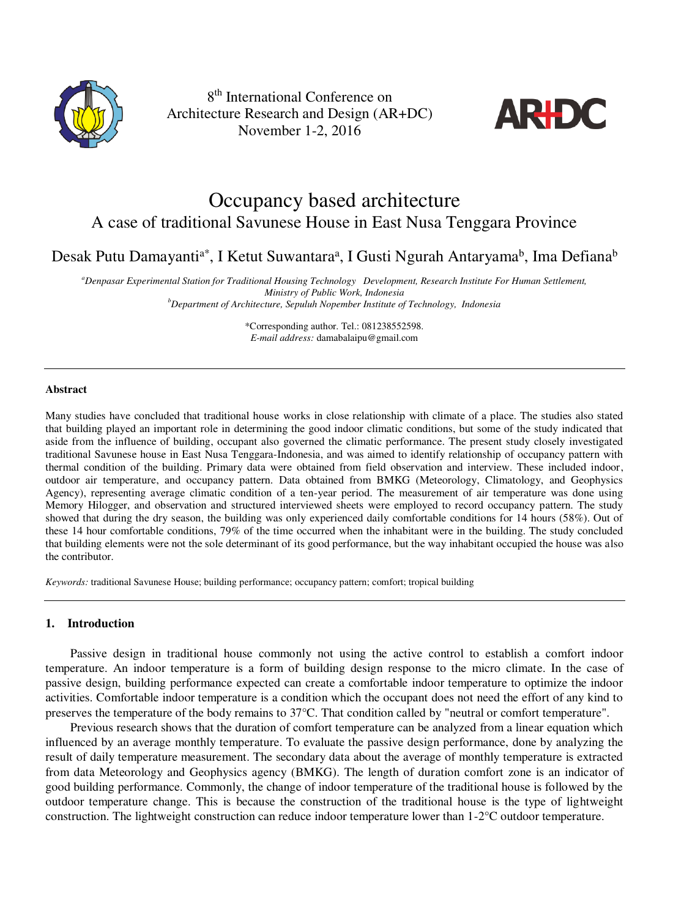8th International Conference on Architecture Research and Design (AR+DC) November 1-2, 2016

# Occupancy based architecture

## A case of traditional Savunese House in East Nusa Tenggara Province

Desak Putu Damayanti[a*], I Ketut Suwantara[a], I Gusti Ngurah Antaryama[b], Ima Defiana[b]

[a]*Denpasar Experimental Station for Traditional Housing Technology Development, Research Institute For Human Settlement, Ministry of Public Work, Indonesia*
[b]*Department of Architecture, Sepuluh Nopember Institute of Technology, Indonesia*

*Corresponding author. Tel.: 081238552598.
*E-mail address:* damabalaipu@gmail.com

---

### Abstract

Many studies have concluded that traditional house works in close relationship with climate of a place. The studies also stated that building played an important role in determining the good indoor climatic conditions, but some of the study indicated that aside from the influence of building, occupant also governed the climatic performance. The present study closely investigated traditional Savunese house in East Nusa Tenggara-Indonesia, and was aimed to identify relationship of occupancy pattern with thermal condition of the building. Primary data were obtained from field observation and interview. These included indoor, outdoor air temperature, and occupancy pattern. Data obtained from BMKG (Meteorology, Climatology, and Geophysics Agency), representing average climatic condition of a ten-year period. The measurement of air temperature was done using Memory Hilogger, and observation and structured interviewed sheets were employed to record occupancy pattern. The study showed that during the dry season, the building was only experienced daily comfortable conditions for 14 hours (58%). Out of these 14 hour comfortable conditions, 79% of the time occurred when the inhabitant were in the building. The study concluded that building elements were not the sole determinant of its good performance, but the way inhabitant occupied the house was also the contributor.

*Keywords:* traditional Savunese House; building performance; occupancy pattern; comfort; tropical building

---

### 1. Introduction

Passive design in traditional house commonly not using the active control to establish a comfort indoor temperature. An indoor temperature is a form of building design response to the micro climate. In the case of passive design, building performance expected can create a comfortable indoor temperature to optimize the indoor activities. Comfortable indoor temperature is a condition which the occupant does not need the effort of any kind to preserves the temperature of the body remains to 37°C. That condition called by "neutral or comfort temperature".

Previous research shows that the duration of comfort temperature can be analyzed from a linear equation which influenced by an average monthly temperature. To evaluate the passive design performance, done by analyzing the result of daily temperature measurement. The secondary data about the average of monthly temperature is extracted from data Meteorology and Geophysics agency (BMKG). The length of duration comfort zone is an indicator of good building performance. Commonly, the change of indoor temperature of the traditional house is followed by the outdoor temperature change. This is because the construction of the traditional house is the type of lightweight construction. The lightweight construction can reduce indoor temperature lower than 1-2°C outdoor temperature.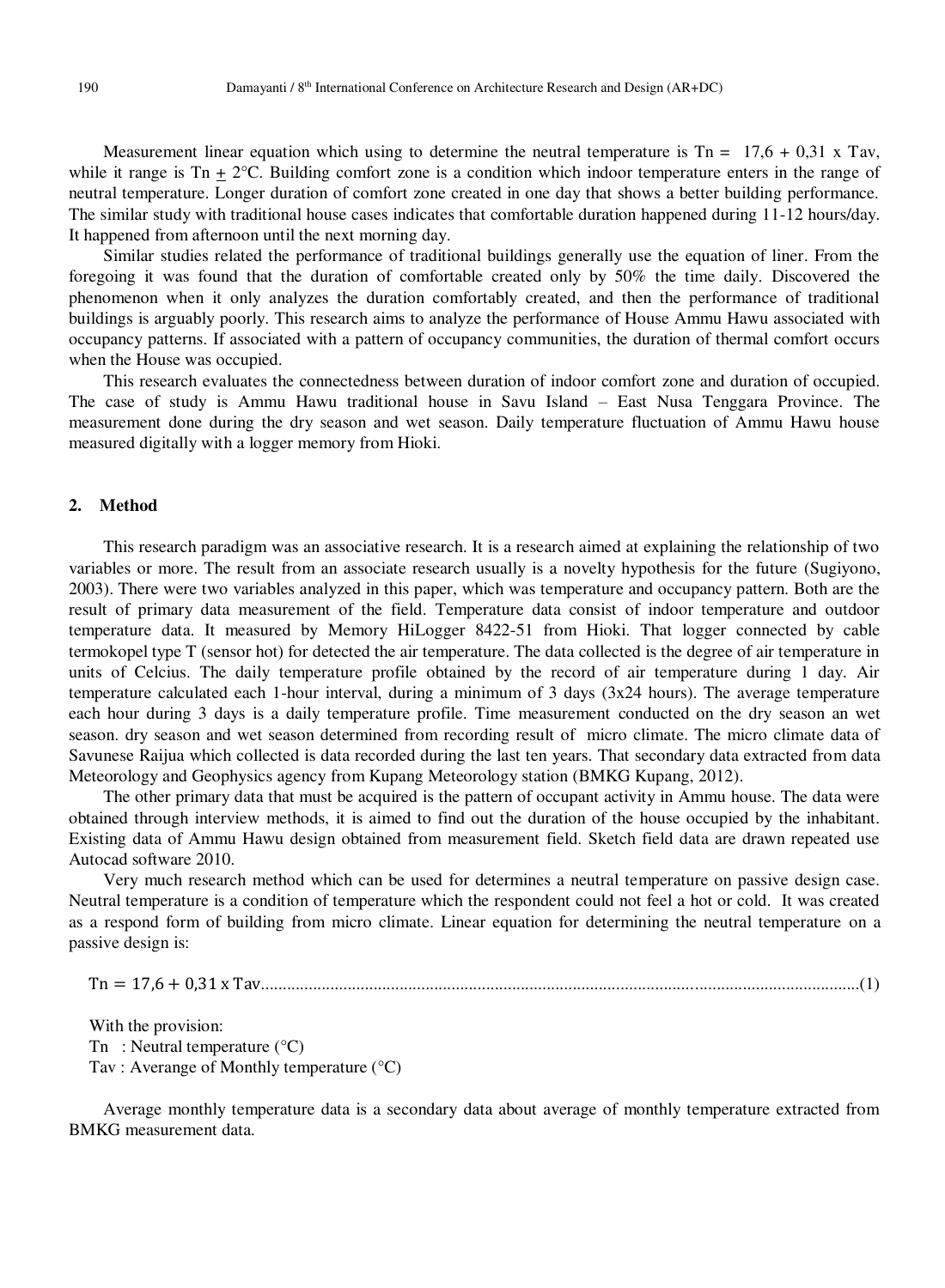Measurement linear equation which using to determine the neutral temperature is Tn = 17,6 + 0,31 x Tav, while it range is Tn ± 2°C. Building comfort zone is a condition which indoor temperature enters in the range of neutral temperature. Longer duration of comfort zone created in one day that shows a better building performance. The similar study with traditional house cases indicates that comfortable duration happened during 11-12 hours/day. It happened from afternoon until the next morning day.

Similar studies related the performance of traditional buildings generally use the equation of liner. From the foregoing it was found that the duration of comfortable created only by 50% the time daily. Discovered the phenomenon when it only analyzes the duration comfortably created, and then the performance of traditional buildings is arguably poorly. This research aims to analyze the performance of House Ammu Hawu associated with occupancy patterns. If associated with a pattern of occupancy communities, the duration of thermal comfort occurs when the House was occupied.

This research evaluates the connectedness between duration of indoor comfort zone and duration of occupied. The case of study is Ammu Hawu traditional house in Savu Island – East Nusa Tenggara Province. The measurement done during the dry season and wet season. Daily temperature fluctuation of Ammu Hawu house measured digitally with a logger memory from Hioki.

## 2. Method

This research paradigm was an associative research. It is a research aimed at explaining the relationship of two variables or more. The result from an associate research usually is a novelty hypothesis for the future (Sugiyono, 2003). There were two variables analyzed in this paper, which was temperature and occupancy pattern. Both are the result of primary data measurement of the field. Temperature data consist of indoor temperature and outdoor temperature data. It measured by Memory HiLogger 8422-51 from Hioki. That logger connected by cable termokopel type T (sensor hot) for detected the air temperature. The data collected is the degree of air temperature in units of Celcius. The daily temperature profile obtained by the record of air temperature during 1 day. Air temperature calculated each 1-hour interval, during a minimum of 3 days (3x24 hours). The average temperature each hour during 3 days is a daily temperature profile. Time measurement conducted on the dry season an wet season. dry season and wet season determined from recording result of micro climate. The micro climate data of Savunese Raijua which collected is data recorded during the last ten years. That secondary data extracted from data Meteorology and Geophysics agency from Kupang Meteorology station (BMKG Kupang, 2012).

The other primary data that must be acquired is the pattern of occupant activity in Ammu house. The data were obtained through interview methods, it is aimed to find out the duration of the house occupied by the inhabitant. Existing data of Ammu Hawu design obtained from measurement field. Sketch field data are drawn repeated use Autocad software 2010.

Very much research method which can be used for determines a neutral temperature on passive design case. Neutral temperature is a condition of temperature which the respondent could not feel a hot or cold. It was created as a respond form of building from micro climate. Linear equation for determining the neutral temperature on a passive design is:

$$\mathrm{Tn} = 17{,}6 + 0{,}31 \times \mathrm{Tav} \qquad (1)$$

With the provision:

Tn : Neutral temperature (°C)

Tav : Averange of Monthly temperature (°C)

Average monthly temperature data is a secondary data about average of monthly temperature extracted from BMKG measurement data.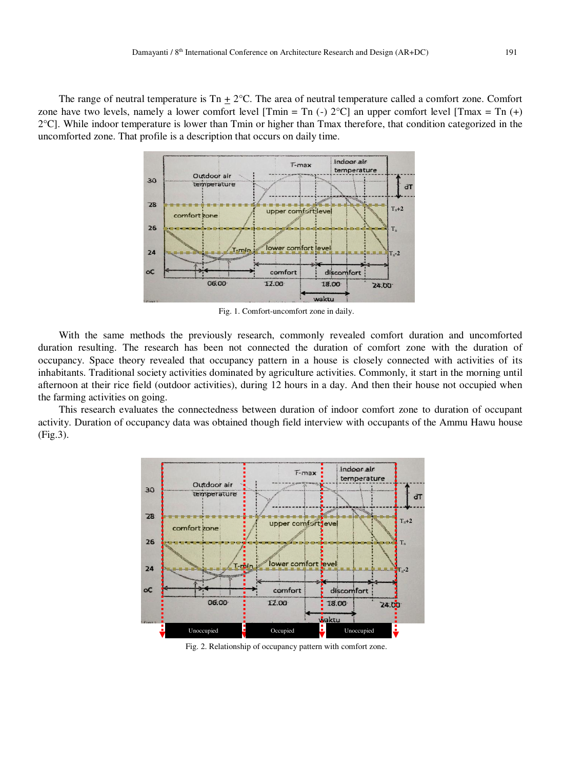The range of neutral temperature is Tn $\pm$ 2°C. The area of neutral temperature called a comfort zone. Comfort zone have two levels, namely a lower comfort level [Tmin = Tn (-) 2°C] an upper comfort level [Tmax = Tn (+) 2°C]. While indoor temperature is lower than Tmin or higher than Tmax therefore, that condition categorized in the uncomforted zone. That profile is a description that occurs on daily time.

Fig. 1. Comfort-uncomfort zone in daily.

With the same methods the previously research, commonly revealed comfort duration and uncomforted duration resulting. The research has been not connected the duration of comfort zone with the duration of occupancy. Space theory revealed that occupancy pattern in a house is closely connected with activities of its inhabitants. Traditional society activities dominated by agriculture activities. Commonly, it start in the morning until afternoon at their rice field (outdoor activities), during 12 hours in a day. And then their house not occupied when the farming activities on going.

This research evaluates the connectedness between duration of indoor comfort zone to duration of occupant activity. Duration of occupancy data was obtained though field interview with occupants of the Ammu Hawu house (Fig.3).

Fig. 2. Relationship of occupancy pattern with comfort zone.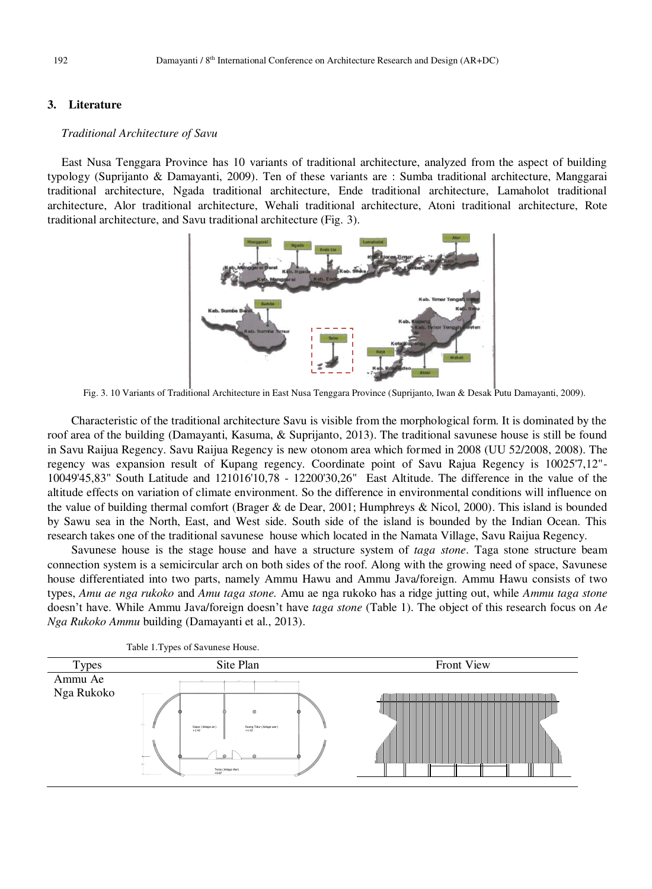## 3. Literature

*Traditional Architecture of Savu*

East Nusa Tenggara Province has 10 variants of traditional architecture, analyzed from the aspect of building typology (Suprijanto & Damayanti, 2009). Ten of these variants are : Sumba traditional architecture, Manggarai traditional architecture, Ngada traditional architecture, Ende traditional architecture, Lamaholot traditional architecture, Alor traditional architecture, Wehali traditional architecture, Atoni traditional architecture, Rote traditional architecture, and Savu traditional architecture (Fig. 3).

Fig. 3. 10 Variants of Traditional Architecture in East Nusa Tenggara Province (Suprijanto, Iwan & Desak Putu Damayanti, 2009).

Characteristic of the traditional architecture Savu is visible from the morphological form. It is dominated by the roof area of the building (Damayanti, Kasuma, & Suprijanto, 2013). The traditional savunese house is still be found in Savu Raijua Regency. Savu Raijua Regency is new otonom area which formed in 2008 (UU 52/2008, 2008). The regency was expansion result of Kupang regency. Coordinate point of Savu Rajua Regency is 10025'7,12"-10049'45,83" South Latitude and 121016'10,78 - 12200'30,26" East Altitude. The difference in the value of the altitude effects on variation of climate environment. So the difference in environmental conditions will influence on the value of building thermal comfort (Brager & de Dear, 2001; Humphreys & Nicol, 2000). This island is bounded by Sawu sea in the North, East, and West side. South side of the island is bounded by the Indian Ocean. This research takes one of the traditional savunese house which located in the Namata Village, Savu Raijua Regency.

Savunese house is the stage house and have a structure system of *taga stone*. Taga stone structure beam connection system is a semicircular arch on both sides of the roof. Along with the growing need of space, Savunese house differentiated into two parts, namely Ammu Hawu and Ammu Java/foreign. Ammu Hawu consists of two types, *Amu ae nga rukoko* and *Amu taga stone.* Amu ae nga rukoko has a ridge jutting out, while *Ammu taga stone* doesn't have. While Ammu Java/foreign doesn't have *taga stone* (Table 1). The object of this research focus on *Ae Nga Rukoko Ammu* building (Damayanti et al., 2013).

Table 1.Types of Savunese House.

| Types | Site Plan | Front View |
|---|---|---|
| Ammu Ae Nga Rukoko | | |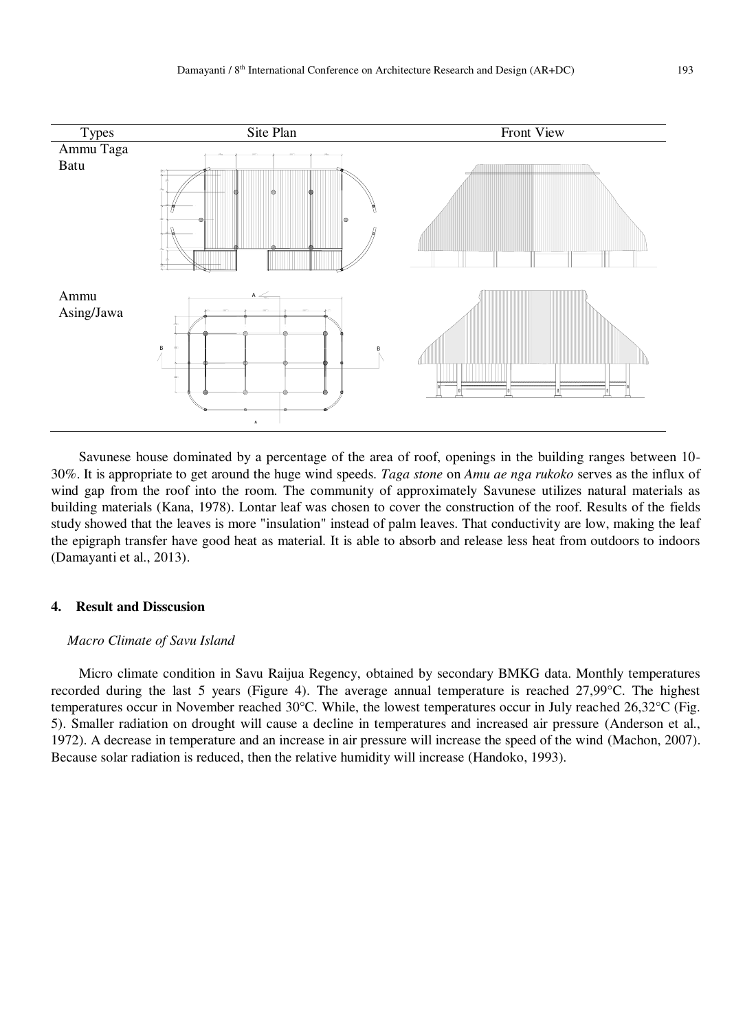| Types | Site Plan | Front View |
|---|---|---|
| Ammu Taga Batu | | |
| Ammu Asing/Jawa | | |

Savunese house dominated by a percentage of the area of roof, openings in the building ranges between 10-30%. It is appropriate to get around the huge wind speeds. *Taga stone* on *Amu ae nga rukoko* serves as the influx of wind gap from the roof into the room. The community of approximately Savunese utilizes natural materials as building materials (Kana, 1978). Lontar leaf was chosen to cover the construction of the roof. Results of the fields study showed that the leaves is more "insulation" instead of palm leaves. That conductivity are low, making the leaf the epigraph transfer have good heat as material. It is able to absorb and release less heat from outdoors to indoors (Damayanti et al., 2013).

## 4. Result and Disscusion

### *Macro Climate of Savu Island*

Micro climate condition in Savu Raijua Regency, obtained by secondary BMKG data. Monthly temperatures recorded during the last 5 years (Figure 4). The average annual temperature is reached 27,99°C. The highest temperatures occur in November reached 30°C. While, the lowest temperatures occur in July reached 26,32°C (Fig. 5). Smaller radiation on drought will cause a decline in temperatures and increased air pressure (Anderson et al., 1972). A decrease in temperature and an increase in air pressure will increase the speed of the wind (Machon, 2007). Because solar radiation is reduced, then the relative humidity will increase (Handoko, 1993).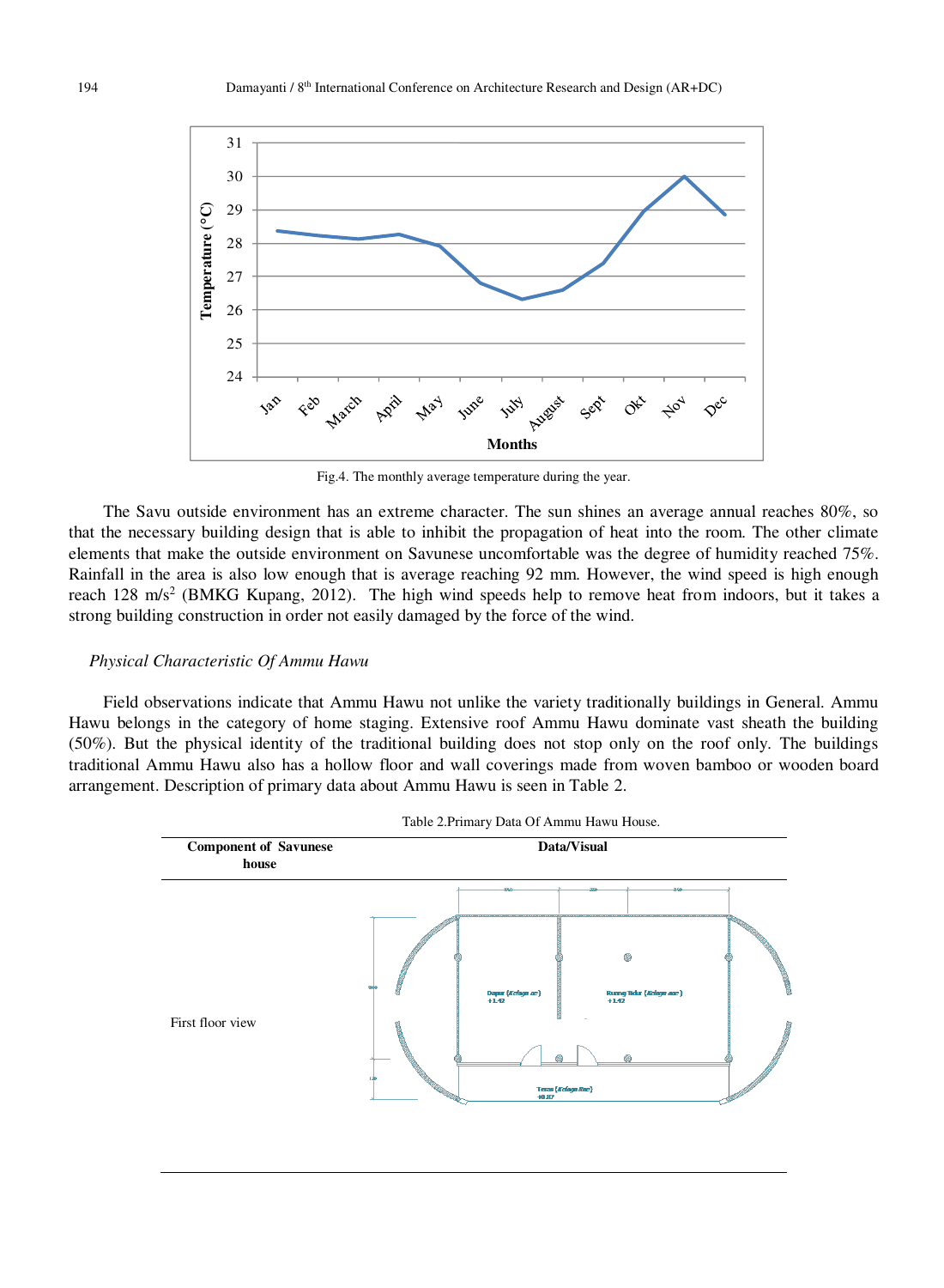Fig.4. The monthly average temperature during the year.

The Savu outside environment has an extreme character. The sun shines an average annual reaches 80%, so that the necessary building design that is able to inhibit the propagation of heat into the room. The other climate elements that make the outside environment on Savunese uncomfortable was the degree of humidity reached 75%. Rainfall in the area is also low enough that is average reaching 92 mm. However, the wind speed is high enough reach 128 $m/s^2$ (BMKG Kupang, 2012). The high wind speeds help to remove heat from indoors, but it takes a strong building construction in order not easily damaged by the force of the wind.

### *Physical Characteristic Of Ammu Hawu*

Field observations indicate that Ammu Hawu not unlike the variety traditionally buildings in General. Ammu Hawu belongs in the category of home staging. Extensive roof Ammu Hawu dominate vast sheath the building (50%). But the physical identity of the traditional building does not stop only on the roof only. The buildings traditional Ammu Hawu also has a hollow floor and wall coverings made from woven bamboo or wooden board arrangement. Description of primary data about Ammu Hawu is seen in Table 2.

Table 2.Primary Data Of Ammu Hawu House.

| Component of Savunese house | Data/Visual |
| --- | --- |
| First floor view | |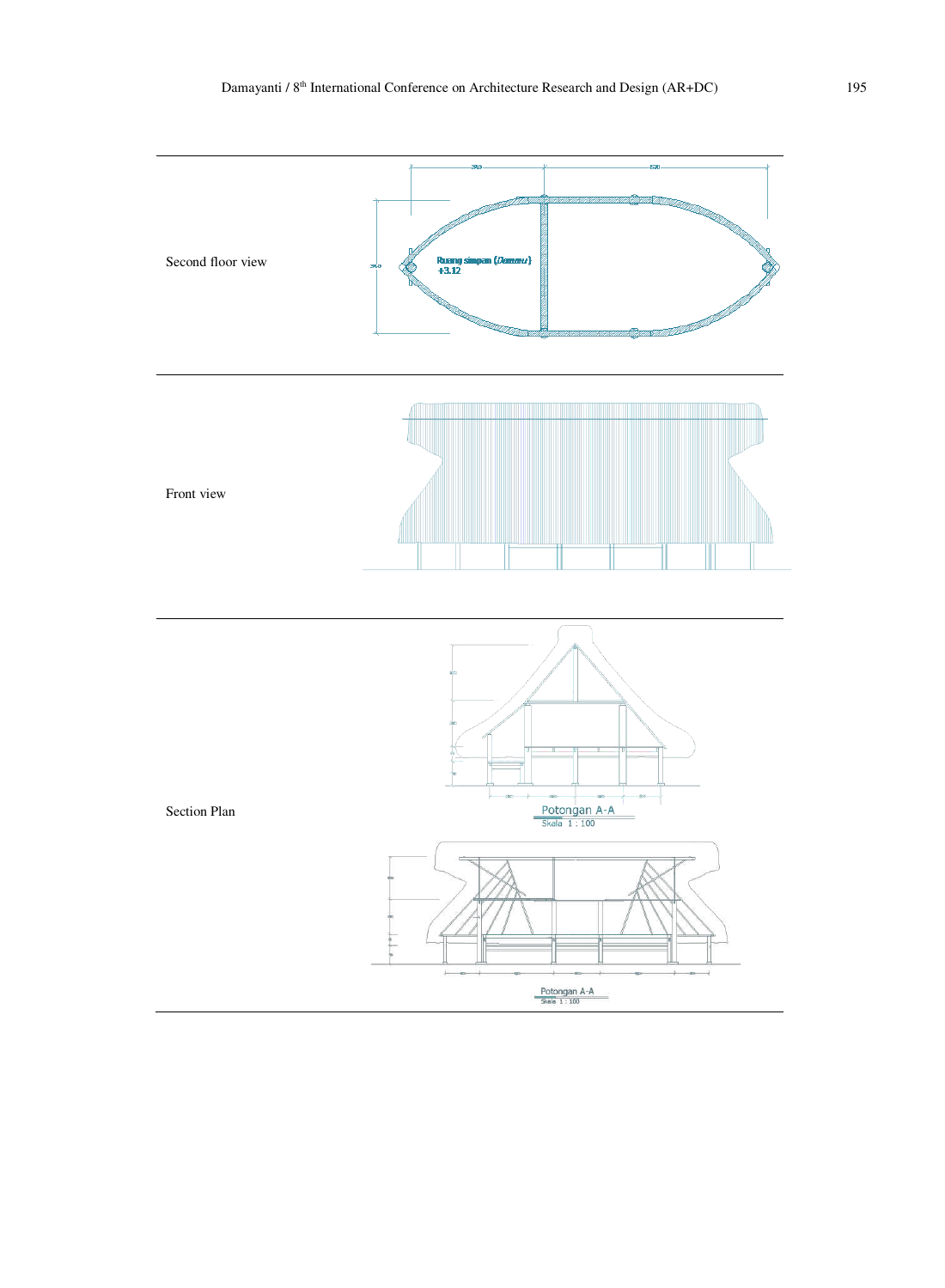| | |
|---|---|
| Second floor view | Ruang simpan (*Damu*) +3.12 |
| Front view | |
| Section Plan | Potongan A-A Skala 1 : 100<br>Potongan A-A Skala 1 : 100 |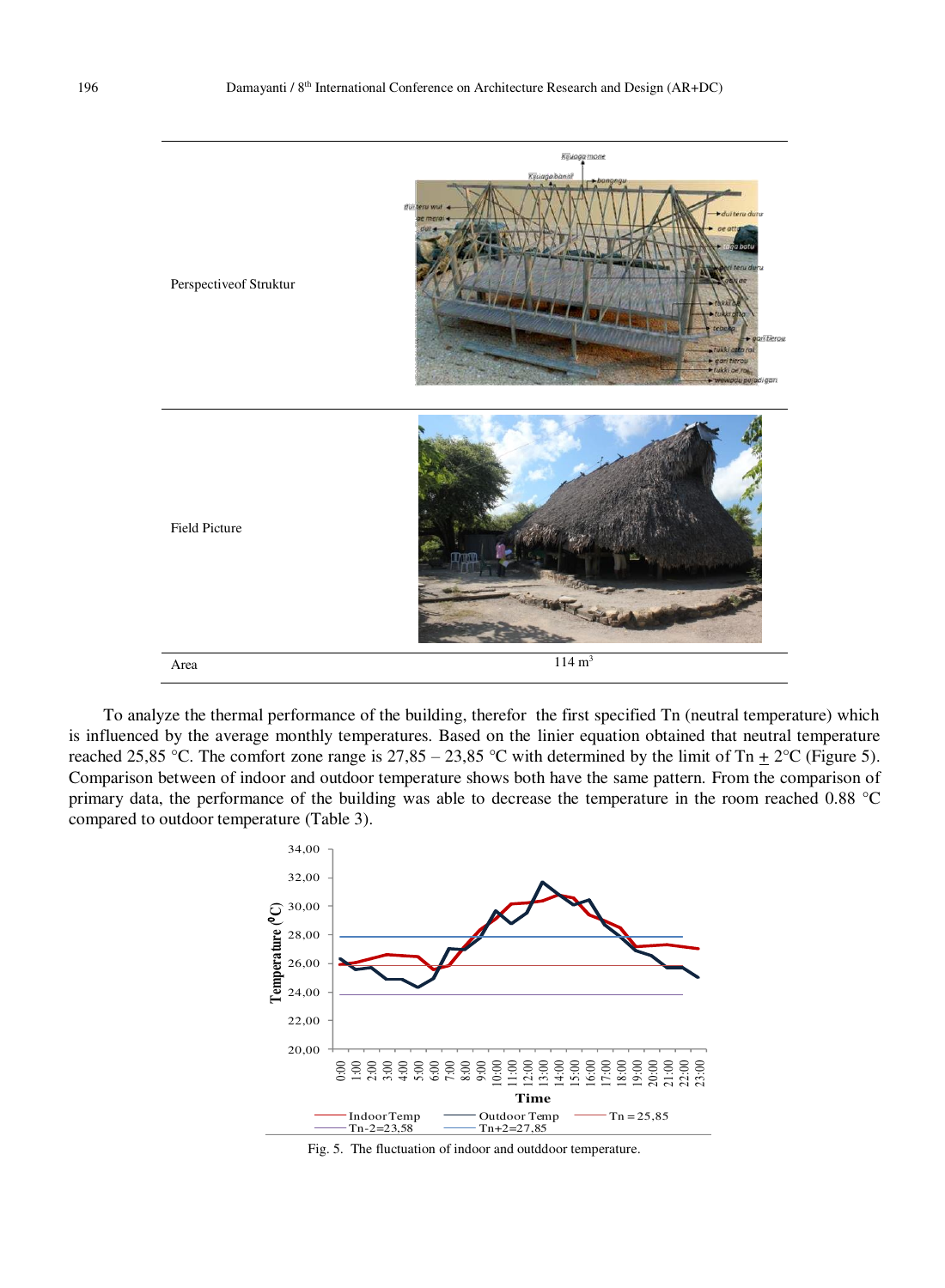| | |
|---|---|
| Perspectiveof Struktur | |
| Field Picture | |
| Area | 114 $m^3$ |

To analyze the thermal performance of the building, therefor the first specified Tn (neutral temperature) which is influenced by the average monthly temperatures. Based on the linier equation obtained that neutral temperature reached 25,85 °C. The comfort zone range is 27,85 – 23,85 °C with determined by the limit of Tn $\pm$ 2°C (Figure 5). Comparison between of indoor and outdoor temperature shows both have the same pattern. From the comparison of primary data, the performance of the building was able to decrease the temperature in the room reached 0.88 °C compared to outdoor temperature (Table 3).

Fig. 5. The fluctuation of indoor and outddoor temperature.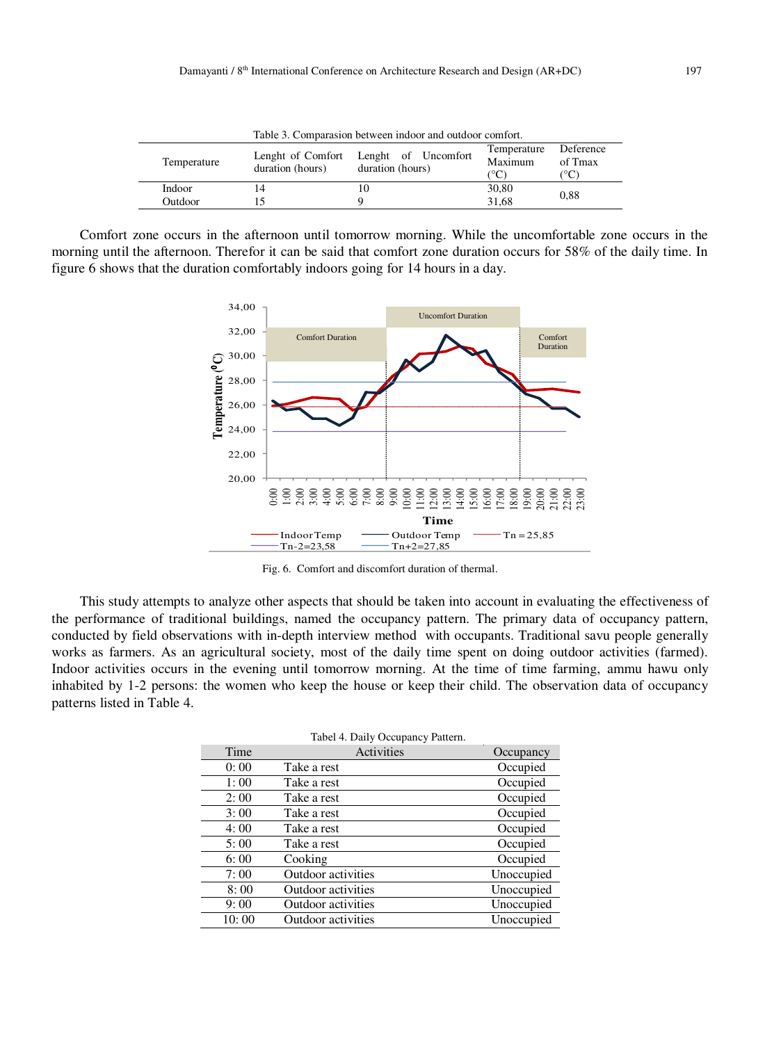Table 3. Comparasion between indoor and outdoor comfort.

| Temperature | Lenght of Comfort duration (hours) | Lenght of Uncomfort duration (hours) | Temperature Maximum (°C) | Deference of Tmax (°C) |
|---|---|---|---|---|
| Indoor | 14 | 10 | 30,80 | 0,88 |
| Outdoor | 15 | 9 | 31,68 | |

Comfort zone occurs in the afternoon until tomorrow morning. While the uncomfortable zone occurs in the morning until the afternoon. Therefor it can be said that comfort zone duration occurs for 58% of the daily time. In figure 6 shows that the duration comfortably indoors going for 14 hours in a day.

Fig. 6. Comfort and discomfort duration of thermal.

This study attempts to analyze other aspects that should be taken into account in evaluating the effectiveness of the performance of traditional buildings, named the occupancy pattern. The primary data of occupancy pattern, conducted by field observations with in-depth interview method with occupants. Traditional savu people generally works as farmers. As an agricultural society, most of the daily time spent on doing outdoor activities (farmed). Indoor activities occurs in the evening until tomorrow morning. At the time of time farming, ammu hawu only inhabited by 1-2 persons: the women who keep the house or keep their child. The observation data of occupancy patterns listed in Table 4.

Tabel 4. Daily Occupancy Pattern.

| Time | Activities | Occupancy |
|---|---|---|
| 0: 00 | Take a rest | Occupied |
| 1: 00 | Take a rest | Occupied |
| 2: 00 | Take a rest | Occupied |
| 3: 00 | Take a rest | Occupied |
| 4: 00 | Take a rest | Occupied |
| 5: 00 | Take a rest | Occupied |
| 6: 00 | Cooking | Occupied |
| 7: 00 | Outdoor activities | Unoccupied |
| 8: 00 | Outdoor activities | Unoccupied |
| 9: 00 | Outdoor activities | Unoccupied |
| 10: 00 | Outdoor activities | Unoccupied |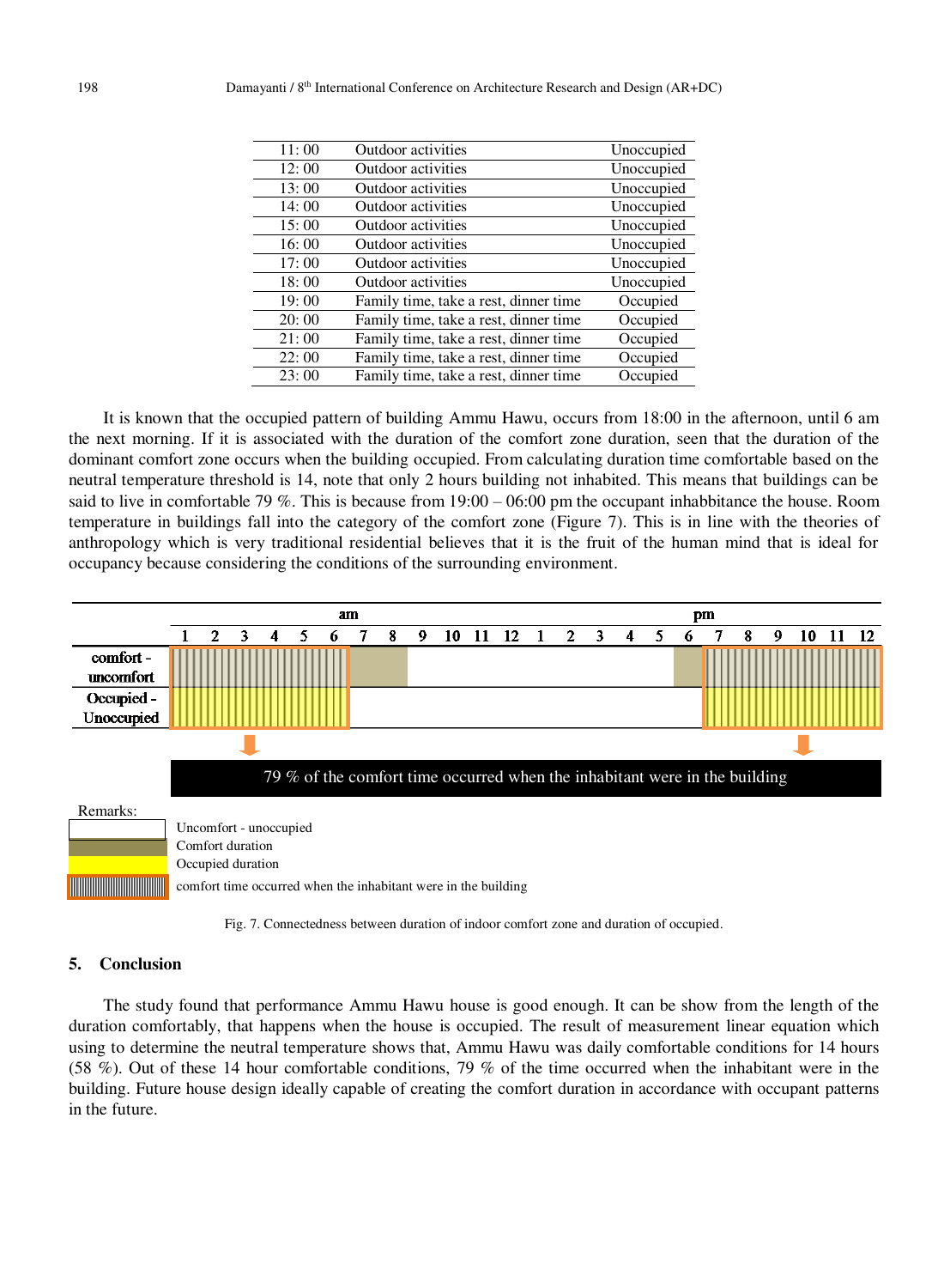| | | |
|---|---|---|
| 11: 00 | Outdoor activities | Unoccupied |
| 12: 00 | Outdoor activities | Unoccupied |
| 13: 00 | Outdoor activities | Unoccupied |
| 14: 00 | Outdoor activities | Unoccupied |
| 15: 00 | Outdoor activities | Unoccupied |
| 16: 00 | Outdoor activities | Unoccupied |
| 17: 00 | Outdoor activities | Unoccupied |
| 18: 00 | Outdoor activities | Unoccupied |
| 19: 00 | Family time, take a rest, dinner time | Occupied |
| 20: 00 | Family time, take a rest, dinner time | Occupied |
| 21: 00 | Family time, take a rest, dinner time | Occupied |
| 22: 00 | Family time, take a rest, dinner time | Occupied |
| 23: 00 | Family time, take a rest, dinner time | Occupied |

It is known that the occupied pattern of building Ammu Hawu, occurs from 18:00 in the afternoon, until 6 am the next morning. If it is associated with the duration of the comfort zone duration, seen that the duration of the dominant comfort zone occurs when the building occupied. From calculating duration time comfortable based on the neutral temperature threshold is 14, note that only 2 hours building not inhabited. This means that buildings can be said to live in comfortable 79 %. This is because from 19:00 – 06:00 pm the occupant inhabbitance the house. Room temperature in buildings fall into the category of the comfort zone (Figure 7). This is in line with the theories of anthropology which is very traditional residential believes that it is the fruit of the human mind that is ideal for occupancy because considering the conditions of the surrounding environment.

| | am | | | | | | | | | | | | pm | | | | | | | | | | | |
|---|---|---|---|---|---|---|---|---|---|---|---|---|---|---|---|---|---|---|---|---|---|---|---|---|
| | 1 | 2 | 3 | 4 | 5 | 6 | 7 | 8 | 9 | 10 | 11 | 12 | 1 | 2 | 3 | 4 | 5 | 6 | 7 | 8 | 9 | 10 | 11 | 12 |
| comfort - uncomfort | | | | | | | | | | | | | | | | | | | | | | | | |
| Occupied - Unoccupied | | | | | | | | | | | | | | | | | | | | | | | | |

79 % of the comfort time occurred when the inhabitant were in the building

Remarks:

- Uncomfort - unoccupied
- Comfort duration
- Occupied duration
- comfort time occurred when the inhabitant were in the building

Fig. 7. Connectedness between duration of indoor comfort zone and duration of occupied.

## 5. Conclusion

The study found that performance Ammu Hawu house is good enough. It can be show from the length of the duration comfortably, that happens when the house is occupied. The result of measurement linear equation which using to determine the neutral temperature shows that, Ammu Hawu was daily comfortable conditions for 14 hours (58 %). Out of these 14 hour comfortable conditions, 79 % of the time occurred when the inhabitant were in the building. Future house design ideally capable of creating the comfort duration in accordance with occupant patterns in the future.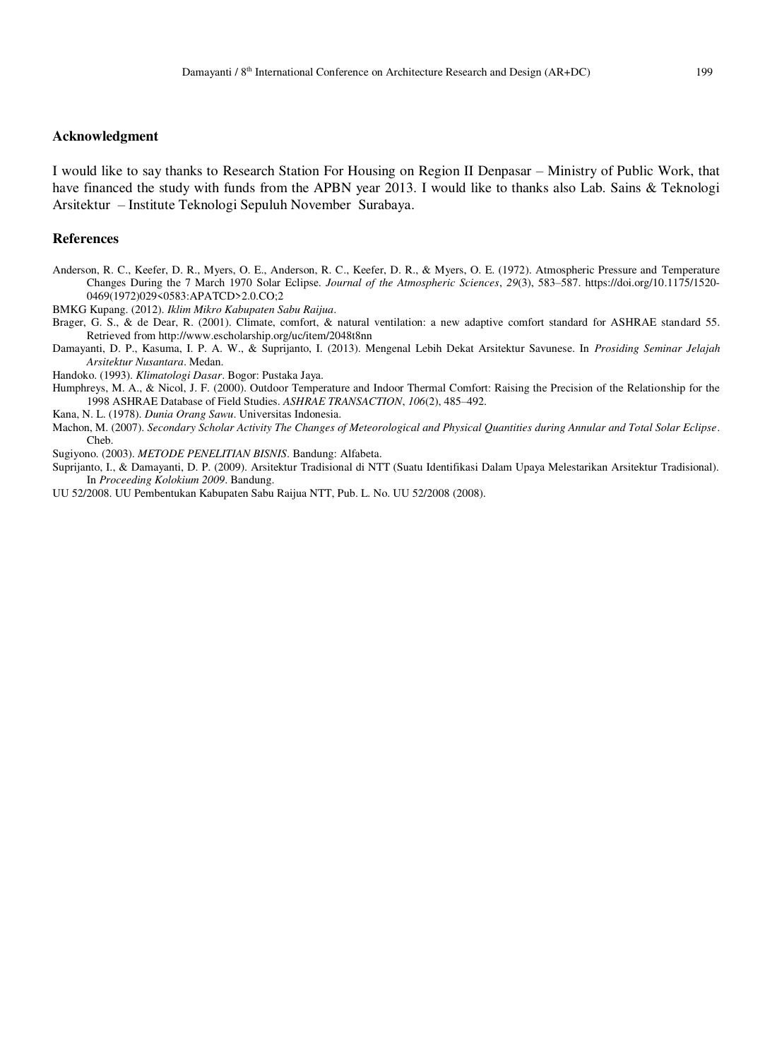## Acknowledgment

I would like to say thanks to Research Station For Housing on Region II Denpasar – Ministry of Public Work, that have financed the study with funds from the APBN year 2013. I would like to thanks also Lab. Sains & Teknologi Arsitektur – Institute Teknologi Sepuluh November Surabaya.

## References

Anderson, R. C., Keefer, D. R., Myers, O. E., Anderson, R. C., Keefer, D. R., & Myers, O. E. (1972). Atmospheric Pressure and Temperature Changes During the 7 March 1970 Solar Eclipse. *Journal of the Atmospheric Sciences*, *29*(3), 583–587. https://doi.org/10.1175/1520-0469(1972)029<0583:APATCD>2.0.CO;2

BMKG Kupang. (2012). *Iklim Mikro Kabupaten Sabu Raijua*.

Brager, G. S., & de Dear, R. (2001). Climate, comfort, & natural ventilation: a new adaptive comfort standard for ASHRAE standard 55. Retrieved from http://www.escholarship.org/uc/item/2048t8nn

Damayanti, D. P., Kasuma, I. P. A. W., & Suprijanto, I. (2013). Mengenal Lebih Dekat Arsitektur Savunese. In *Prosiding Seminar Jelajah Arsitektur Nusantara*. Medan.

Handoko. (1993). *Klimatologi Dasar*. Bogor: Pustaka Jaya.

Humphreys, M. A., & Nicol, J. F. (2000). Outdoor Temperature and Indoor Thermal Comfort: Raising the Precision of the Relationship for the 1998 ASHRAE Database of Field Studies. *ASHRAE TRANSACTION*, *106*(2), 485–492.

Kana, N. L. (1978). *Dunia Orang Sawu*. Universitas Indonesia.

Machon, M. (2007). *Secondary Scholar Activity The Changes of Meteorological and Physical Quantities during Annular and Total Solar Eclipse*. Cheb.

Sugiyono. (2003). *METODE PENELITIAN BISNIS*. Bandung: Alfabeta.

Suprijanto, I., & Damayanti, D. P. (2009). Arsitektur Tradisional di NTT (Suatu Identifikasi Dalam Upaya Melestarikan Arsitektur Tradisional). In *Proceeding Kolokium 2009*. Bandung.

UU 52/2008. UU Pembentukan Kabupaten Sabu Raijua NTT, Pub. L. No. UU 52/2008 (2008).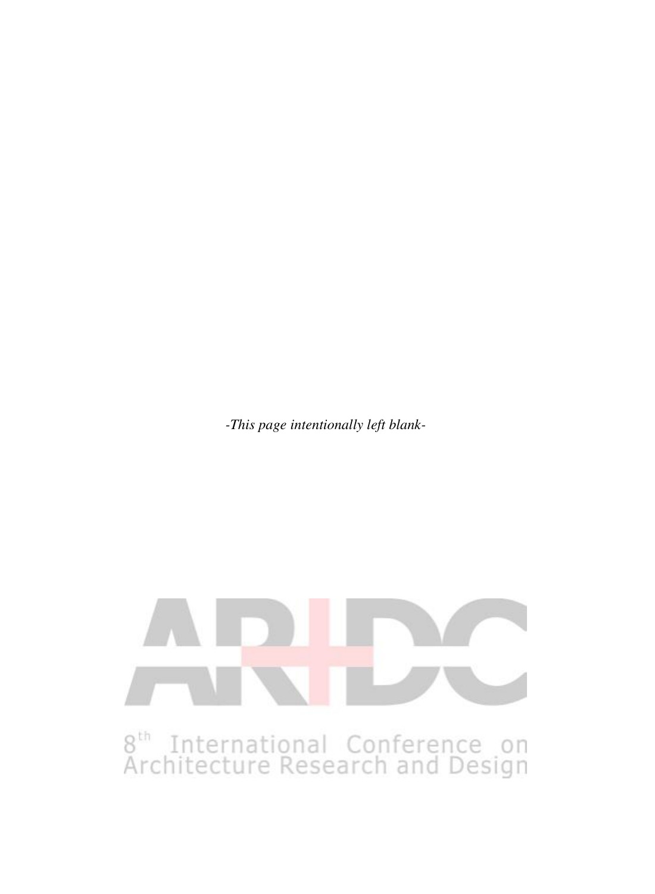*-This page intentionally left blank-*

AR+DC

8th International Conference on Architecture Research and Design